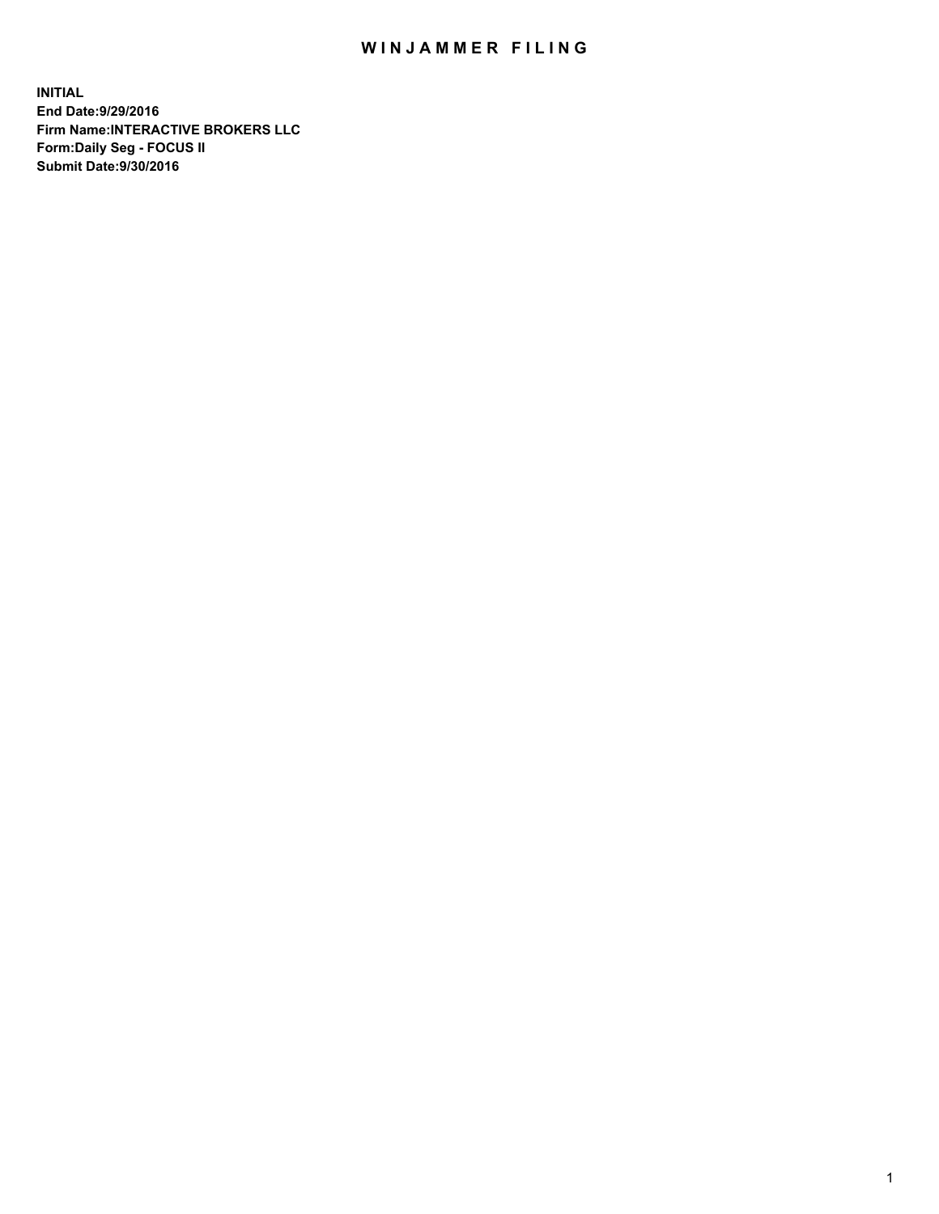# WINJAMMER FILING

**INITIAL**
**End Date:9/29/2016**
**Firm Name:INTERACTIVE BROKERS LLC**
**Form:Daily Seg - FOCUS II**
**Submit Date:9/30/2016**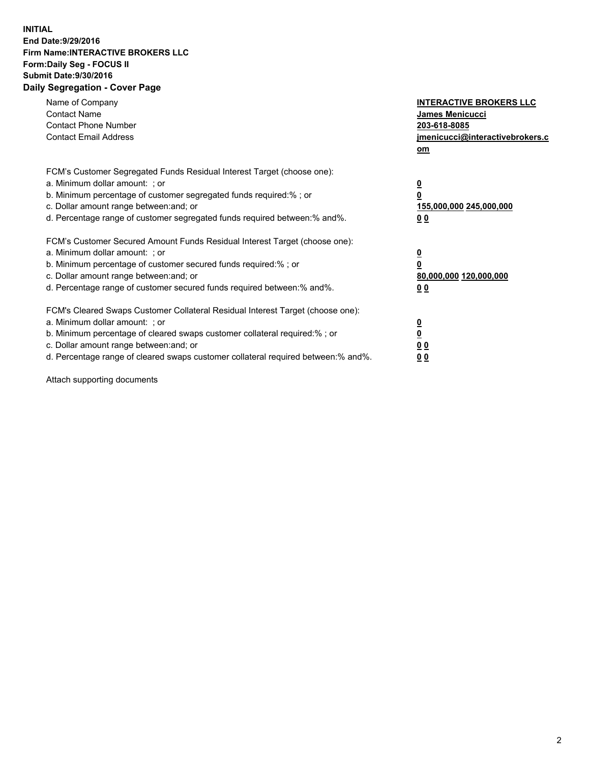**INITIAL**
**End Date:9/29/2016**
**Firm Name:INTERACTIVE BROKERS LLC**
**Form:Daily Seg - FOCUS II**
**Submit Date:9/30/2016**

## Daily Segregation - Cover Page

| | |
|---|---|
| Name of Company | **INTERACTIVE BROKERS LLC** |
| Contact Name | **James Menicucci** |
| Contact Phone Number | **203-618-8085** |
| Contact Email Address | **jmenicucci@interactivebrokers.com** |

FCM's Customer Segregated Funds Residual Interest Target (choose one):

| | |
|---|---|
| a. Minimum dollar amount: ; or | **0** |
| b. Minimum percentage of customer segregated funds required:% ; or | **0** |
| c. Dollar amount range between:and; or | **155,000,000 245,000,000** |
| d. Percentage range of customer segregated funds required between:% and%. | **0 0** |

FCM's Customer Secured Amount Funds Residual Interest Target (choose one):

| | |
|---|---|
| a. Minimum dollar amount: ; or | **0** |
| b. Minimum percentage of customer secured funds required:% ; or | **0** |
| c. Dollar amount range between:and; or | **80,000,000 120,000,000** |
| d. Percentage range of customer secured funds required between:% and%. | **0 0** |

FCM's Cleared Swaps Customer Collateral Residual Interest Target (choose one):

| | |
|---|---|
| a. Minimum dollar amount: ; or | **0** |
| b. Minimum percentage of cleared swaps customer collateral required:% ; or | **0** |
| c. Dollar amount range between:and; or | **0 0** |
| d. Percentage range of cleared swaps customer collateral required between:% and%. | **0 0** |

Attach supporting documents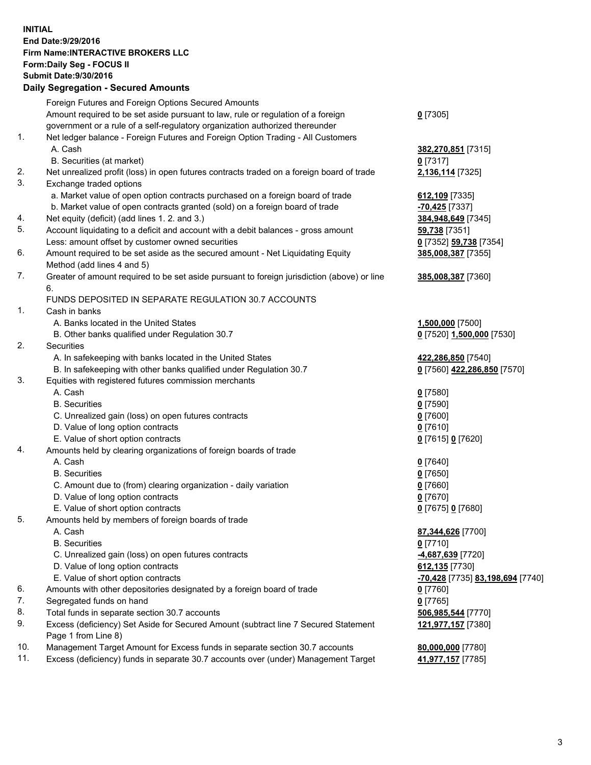**INITIAL**
**End Date:9/29/2016**
**Firm Name:INTERACTIVE BROKERS LLC**
**Form:Daily Seg - FOCUS II**
**Submit Date:9/30/2016**

## Daily Segregation - Secured Amounts

| | | |
|---|---|---|
| | Foreign Futures and Foreign Options Secured Amounts | |
| | Amount required to be set aside pursuant to law, rule or regulation of a foreign government or a rule of a self-regulatory organization authorized thereunder | **0** [7305] |
| 1. | Net ledger balance - Foreign Futures and Foreign Option Trading - All Customers | |
| | A. Cash | **382,270,851** [7315] |
| | B. Securities (at market) | **0** [7317] |
| 2. | Net unrealized profit (loss) in open futures contracts traded on a foreign board of trade | **2,136,114** [7325] |
| 3. | Exchange traded options | |
| | a. Market value of open option contracts purchased on a foreign board of trade | **612,109** [7335] |
| | b. Market value of open contracts granted (sold) on a foreign board of trade | **-70,425** [7337] |
| 4. | Net equity (deficit) (add lines 1. 2. and 3.) | **384,948,649** [7345] |
| 5. | Account liquidating to a deficit and account with a debit balances - gross amount | **59,738** [7351] |
| | Less: amount offset by customer owned securities | **0** [7352] **59,738** [7354] |
| 6. | Amount required to be set aside as the secured amount - Net Liquidating Equity Method (add lines 4 and 5) | **385,008,387** [7355] |
| 7. | Greater of amount required to be set aside pursuant to foreign jurisdiction (above) or line 6. | **385,008,387** [7360] |
| | FUNDS DEPOSITED IN SEPARATE REGULATION 30.7 ACCOUNTS | |
| 1. | Cash in banks | |
| | A. Banks located in the United States | **1,500,000** [7500] |
| | B. Other banks qualified under Regulation 30.7 | **0** [7520] **1,500,000** [7530] |
| 2. | Securities | |
| | A. In safekeeping with banks located in the United States | **422,286,850** [7540] |
| | B. In safekeeping with other banks qualified under Regulation 30.7 | **0** [7560] **422,286,850** [7570] |
| 3. | Equities with registered futures commission merchants | |
| | A. Cash | **0** [7580] |
| | B. Securities | **0** [7590] |
| | C. Unrealized gain (loss) on open futures contracts | **0** [7600] |
| | D. Value of long option contracts | **0** [7610] |
| | E. Value of short option contracts | **0** [7615] **0** [7620] |
| 4. | Amounts held by clearing organizations of foreign boards of trade | |
| | A. Cash | **0** [7640] |
| | B. Securities | **0** [7650] |
| | C. Amount due to (from) clearing organization - daily variation | **0** [7660] |
| | D. Value of long option contracts | **0** [7670] |
| | E. Value of short option contracts | **0** [7675] **0** [7680] |
| 5. | Amounts held by members of foreign boards of trade | |
| | A. Cash | **87,344,626** [7700] |
| | B. Securities | **0** [7710] |
| | C. Unrealized gain (loss) on open futures contracts | **-4,687,639** [7720] |
| | D. Value of long option contracts | **612,135** [7730] |
| | E. Value of short option contracts | **-70,428** [7735] **83,198,694** [7740] |
| 6. | Amounts with other depositories designated by a foreign board of trade | **0** [7760] |
| 7. | Segregated funds on hand | **0** [7765] |
| 8. | Total funds in separate section 30.7 accounts | **506,985,544** [7770] |
| 9. | Excess (deficiency) Set Aside for Secured Amount (subtract line 7 Secured Statement Page 1 from Line 8) | **121,977,157** [7380] |
| 10. | Management Target Amount for Excess funds in separate section 30.7 accounts | **80,000,000** [7780] |
| 11. | Excess (deficiency) funds in separate 30.7 accounts over (under) Management Target | **41,977,157** [7785] |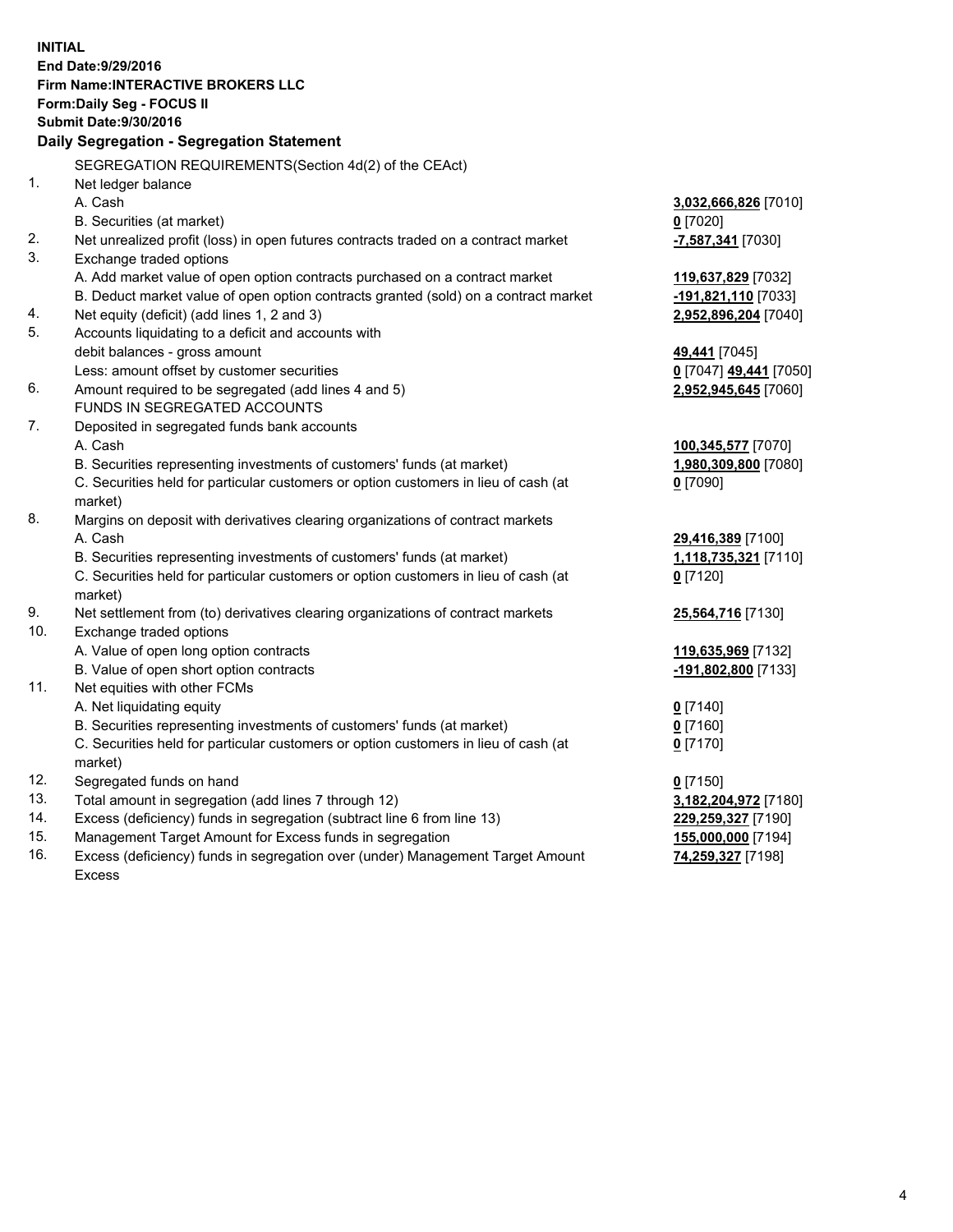**INITIAL**
**End Date:9/29/2016**
**Firm Name:INTERACTIVE BROKERS LLC**
**Form:Daily Seg - FOCUS II**
**Submit Date:9/30/2016**

## Daily Segregation - Segregation Statement

| | | |
|---|---|---|
| | SEGREGATION REQUIREMENTS(Section 4d(2) of the CEAct) | |
| 1. | Net ledger balance | |
| | A. Cash | **3,032,666,826** [7010] |
| | B. Securities (at market) | **0** [7020] |
| 2. | Net unrealized profit (loss) in open futures contracts traded on a contract market | **-7,587,341** [7030] |
| 3. | Exchange traded options | |
| | A. Add market value of open option contracts purchased on a contract market | **119,637,829** [7032] |
| | B. Deduct market value of open option contracts granted (sold) on a contract market | **-191,821,110** [7033] |
| 4. | Net equity (deficit) (add lines 1, 2 and 3) | **2,952,896,204** [7040] |
| 5. | Accounts liquidating to a deficit and accounts with | |
| | debit balances - gross amount | **49,441** [7045] |
| | Less: amount offset by customer securities | **0** [7047] **49,441** [7050] |
| 6. | Amount required to be segregated (add lines 4 and 5) | **2,952,945,645** [7060] |
| | FUNDS IN SEGREGATED ACCOUNTS | |
| 7. | Deposited in segregated funds bank accounts | |
| | A. Cash | **100,345,577** [7070] |
| | B. Securities representing investments of customers' funds (at market) | **1,980,309,800** [7080] |
| | C. Securities held for particular customers or option customers in lieu of cash (at market) | **0** [7090] |
| 8. | Margins on deposit with derivatives clearing organizations of contract markets | |
| | A. Cash | **29,416,389** [7100] |
| | B. Securities representing investments of customers' funds (at market) | **1,118,735,321** [7110] |
| | C. Securities held for particular customers or option customers in lieu of cash (at market) | **0** [7120] |
| 9. | Net settlement from (to) derivatives clearing organizations of contract markets | **25,564,716** [7130] |
| 10. | Exchange traded options | |
| | A. Value of open long option contracts | **119,635,969** [7132] |
| | B. Value of open short option contracts | **-191,802,800** [7133] |
| 11. | Net equities with other FCMs | |
| | A. Net liquidating equity | **0** [7140] |
| | B. Securities representing investments of customers' funds (at market) | **0** [7160] |
| | C. Securities held for particular customers or option customers in lieu of cash (at market) | **0** [7170] |
| 12. | Segregated funds on hand | **0** [7150] |
| 13. | Total amount in segregation (add lines 7 through 12) | **3,182,204,972** [7180] |
| 14. | Excess (deficiency) funds in segregation (subtract line 6 from line 13) | **229,259,327** [7190] |
| 15. | Management Target Amount for Excess funds in segregation | **155,000,000** [7194] |
| 16. | Excess (deficiency) funds in segregation over (under) Management Target Amount Excess | **74,259,327** [7198] |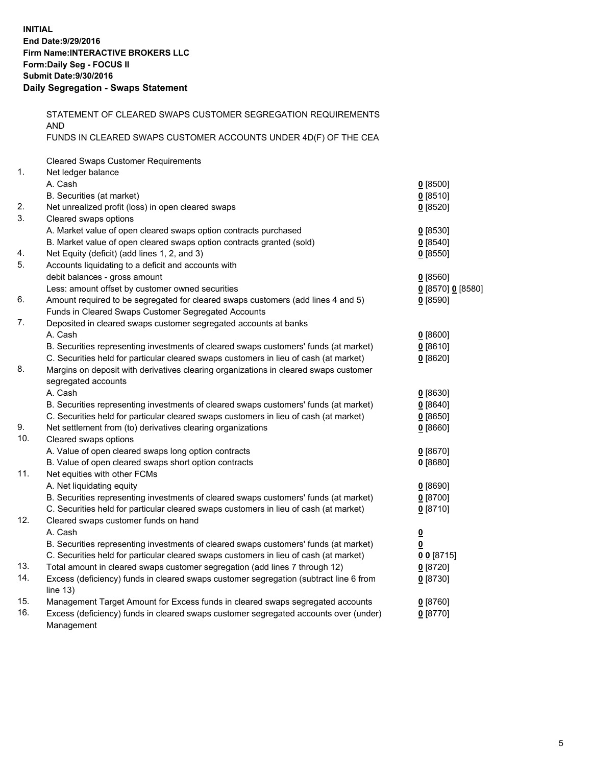**INITIAL**
**End Date:9/29/2016**
**Firm Name:INTERACTIVE BROKERS LLC**
**Form:Daily Seg - FOCUS II**
**Submit Date:9/30/2016**
**Daily Segregation - Swaps Statement**

STATEMENT OF CLEARED SWAPS CUSTOMER SEGREGATION REQUIREMENTS AND FUNDS IN CLEARED SWAPS CUSTOMER ACCOUNTS UNDER 4D(F) OF THE CEA

| | | |
|---|---|---|
| | Cleared Swaps Customer Requirements | |
| 1. | Net ledger balance | |
| | A. Cash | 0 [8500] |
| | B. Securities (at market) | 0 [8510] |
| 2. | Net unrealized profit (loss) in open cleared swaps | 0 [8520] |
| 3. | Cleared swaps options | |
| | A. Market value of open cleared swaps option contracts purchased | 0 [8530] |
| | B. Market value of open cleared swaps option contracts granted (sold) | 0 [8540] |
| 4. | Net Equity (deficit) (add lines 1, 2, and 3) | 0 [8550] |
| 5. | Accounts liquidating to a deficit and accounts with debit balances - gross amount | 0 [8560] |
| | Less: amount offset by customer owned securities | 0 [8570] 0 [8580] |
| 6. | Amount required to be segregated for cleared swaps customers (add lines 4 and 5) | 0 [8590] |
| | Funds in Cleared Swaps Customer Segregated Accounts | |
| 7. | Deposited in cleared swaps customer segregated accounts at banks | |
| | A. Cash | 0 [8600] |
| | B. Securities representing investments of cleared swaps customers' funds (at market) | 0 [8610] |
| | C. Securities held for particular cleared swaps customers in lieu of cash (at market) | 0 [8620] |
| 8. | Margins on deposit with derivatives clearing organizations in cleared swaps customer segregated accounts | |
| | A. Cash | 0 [8630] |
| | B. Securities representing investments of cleared swaps customers' funds (at market) | 0 [8640] |
| | C. Securities held for particular cleared swaps customers in lieu of cash (at market) | 0 [8650] |
| 9. | Net settlement from (to) derivatives clearing organizations | 0 [8660] |
| 10. | Cleared swaps options | |
| | A. Value of open cleared swaps long option contracts | 0 [8670] |
| | B. Value of open cleared swaps short option contracts | 0 [8680] |
| 11. | Net equities with other FCMs | |
| | A. Net liquidating equity | 0 [8690] |
| | B. Securities representing investments of cleared swaps customers' funds (at market) | 0 [8700] |
| | C. Securities held for particular cleared swaps customers in lieu of cash (at market) | 0 [8710] |
| 12. | Cleared swaps customer funds on hand | |
| | A. Cash | 0 |
| | B. Securities representing investments of cleared swaps customers' funds (at market) | 0 |
| | C. Securities held for particular cleared swaps customers in lieu of cash (at market) | 0 0 [8715] |
| 13. | Total amount in cleared swaps customer segregation (add lines 7 through 12) | 0 [8720] |
| 14. | Excess (deficiency) funds in cleared swaps customer segregation (subtract line 6 from line 13) | 0 [8730] |
| 15. | Management Target Amount for Excess funds in cleared swaps segregated accounts | 0 [8760] |
| 16. | Excess (deficiency) funds in cleared swaps customer segregated accounts over (under) Management | 0 [8770] |